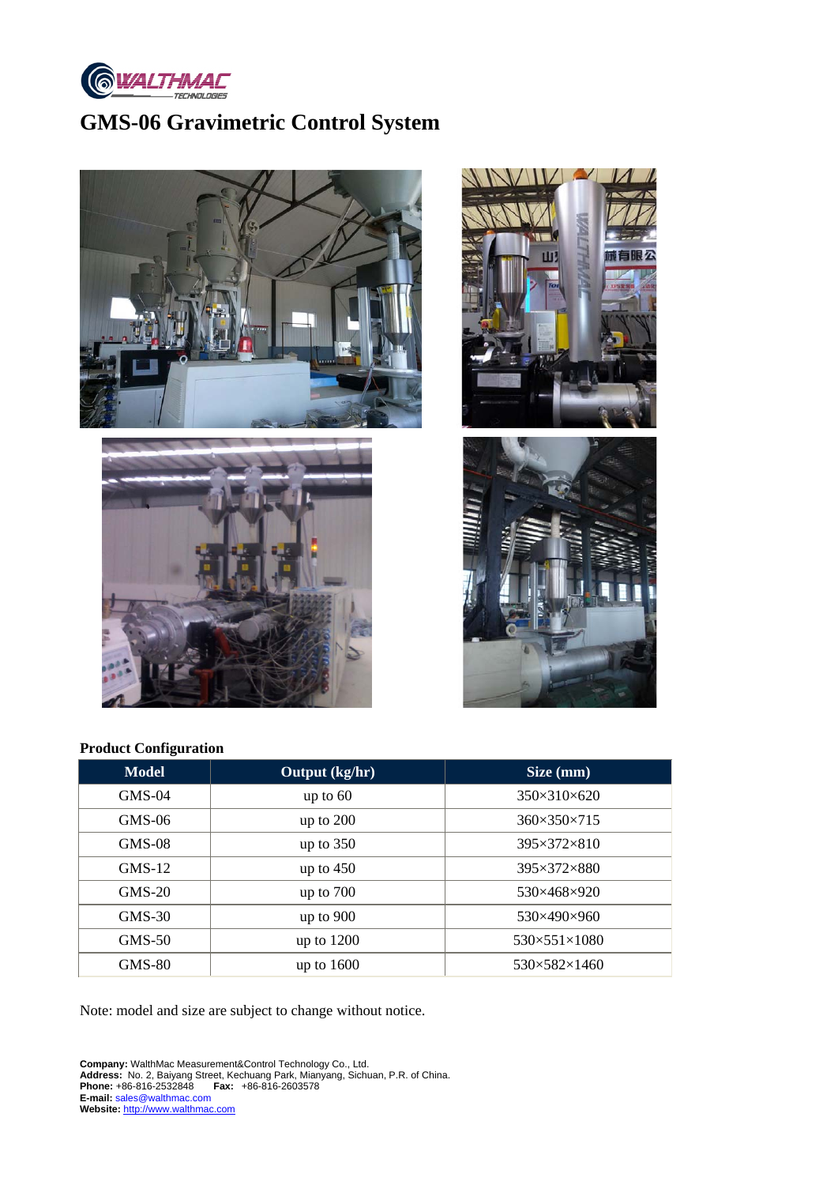# GMS-06 Gravimetric Control System

**Product Configuration**

| Model | Output (kg/hr) | Size (mm) |
|---|---|---|
| GMS-04 | up to 60 | 350×310×620 |
| GMS-06 | up to 200 | 360×350×715 |
| GMS-08 | up to 350 | 395×372×810 |
| GMS-12 | up to 450 | 395×372×880 |
| GMS-20 | up to 700 | 530×468×920 |
| GMS-30 | up to 900 | 530×490×960 |
| GMS-50 | up to 1200 | 530×551×1080 |
| GMS-80 | up to 1600 | 530×582×1460 |

Note: model and size are subject to change without notice.

**Company:** WalthMac Measurement&Control Technology Co., Ltd.
**Address:** No. 2, Baiyang Street, Kechuang Park, Mianyang, Sichuan, P.R. of China.
**Phone:** +86-816-2532848 **Fax:** +86-816-2603578
**E-mail:** sales@walthmac.com
**Website:** http://www.walthmac.com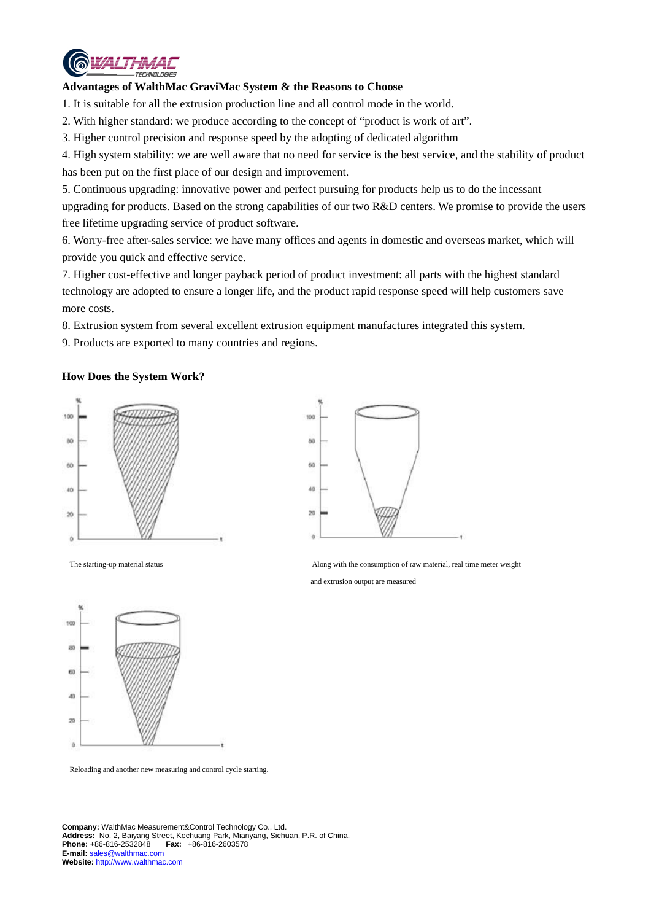**Advantages of WalthMac GraviMac System & the Reasons to Choose**

1. It is suitable for all the extrusion production line and all control mode in the world.
2. With higher standard: we produce according to the concept of "product is work of art".
3. Higher control precision and response speed by the adopting of dedicated algorithm
4. High system stability: we are well aware that no need for service is the best service, and the stability of product has been put on the first place of our design and improvement.
5. Continuous upgrading: innovative power and perfect pursuing for products help us to do the incessant upgrading for products. Based on the strong capabilities of our two R&D centers. We promise to provide the users free lifetime upgrading service of product software.
6. Worry-free after-sales service: we have many offices and agents in domestic and overseas market, which will provide you quick and effective service.
7. Higher cost-effective and longer payback period of product investment: all parts with the highest standard technology are adopted to ensure a longer life, and the product rapid response speed will help customers save more costs.
8. Extrusion system from several excellent extrusion equipment manufactures integrated this system.
9. Products are exported to many countries and regions.

**How Does the System Work?**

The starting-up material status

Along with the consumption of raw material, real time meter weight and extrusion output are measured

Reloading and another new measuring and control cycle starting.

**Company:** WalthMac Measurement&Control Technology Co., Ltd.
**Address:** No. 2, Baiyang Street, Kechuang Park, Mianyang, Sichuan, P.R. of China.
**Phone:** +86-816-2532848 **Fax:** +86-816-2603578
**E-mail:** sales@walthmac.com
**Website:** http://www.walthmac.com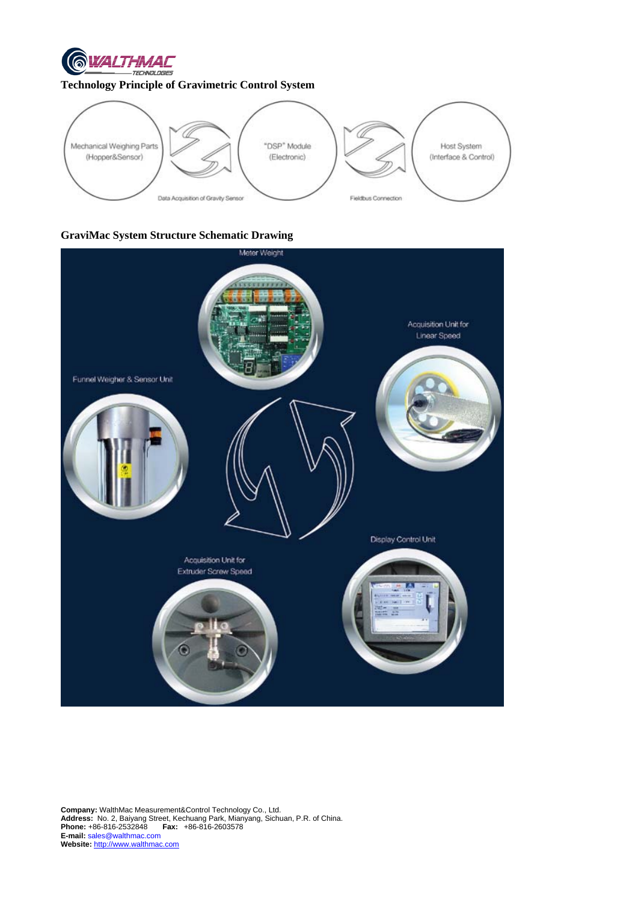## Technology Principle of Gravimetric Control System

Mechanical Weighing Parts (Hopper&Sensor)

Data Acquisition of Gravity Sensor

"DSP" Module (Electronic)

Fieldbus Connection

Host System (Interface & Control)

## GraviMac System Structure Schematic Drawing

Meter Weight

Acquisition Unit for Linear Speed

Funnel Weigher & Sensor Unit

Display Control Unit

Acquisition Unit for Extruder Screw Speed

**Company:** WalthMac Measurement&Control Technology Co., Ltd.
**Address:** No. 2, Baiyang Street, Kechuang Park, Mianyang, Sichuan, P.R. of China.
**Phone:** +86-816-2532848 **Fax:** +86-816-2603578
**E-mail:** sales@walthmac.com
**Website:** http://www.walthmac.com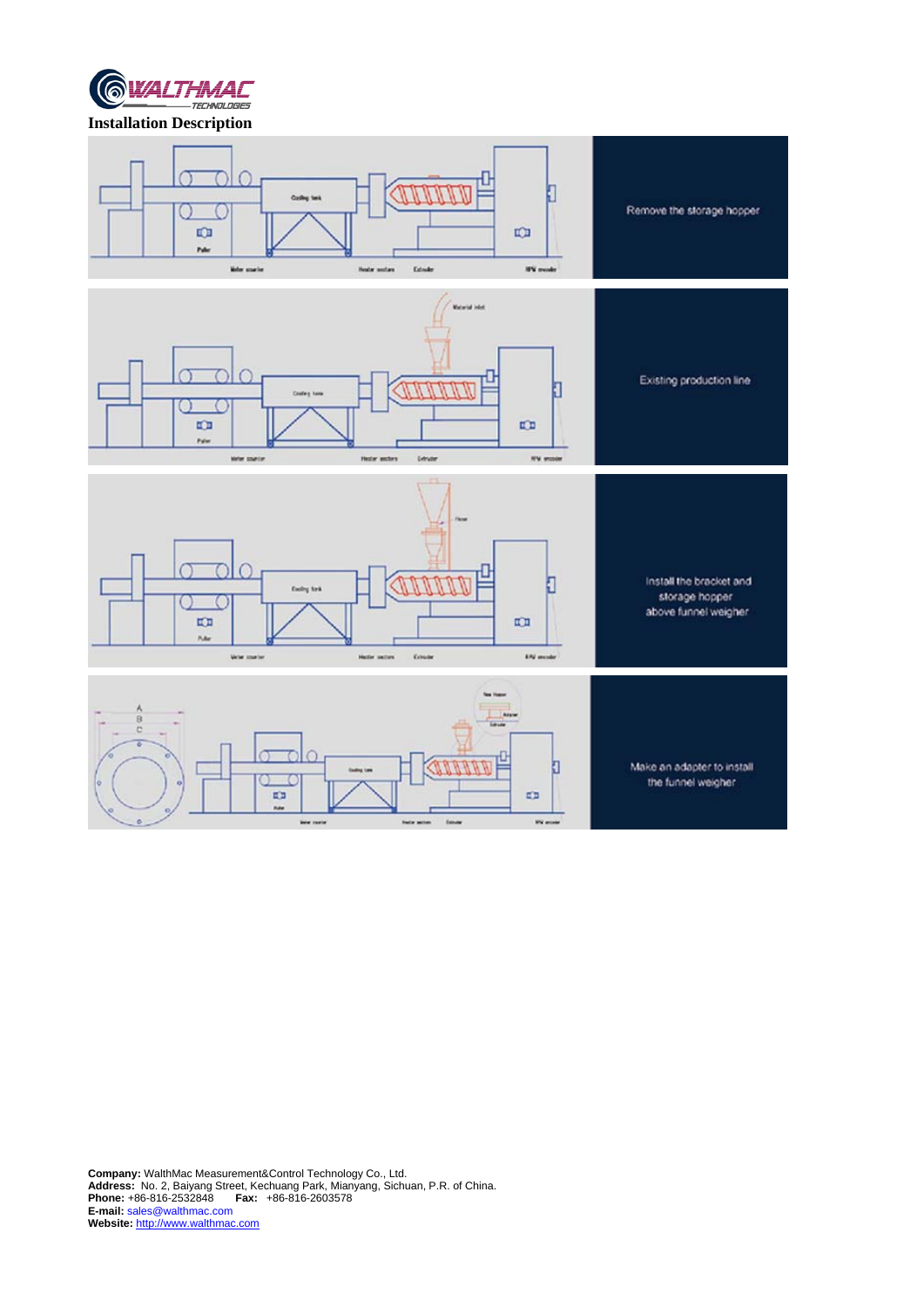## Installation Description

Remove the storage hopper

Existing production line

Install the bracket and storage hopper above funnel weigher

Make an adapter to install the funnel weigher

**Company:** WalthMac Measurement&Control Technology Co., Ltd.
**Address:** No. 2, Baiyang Street, Kechuang Park, Mianyang, Sichuan, P.R. of China.
**Phone:** +86-816-2532848 **Fax:** +86-816-2603578
**E-mail:** sales@walthmac.com
**Website:** http://www.walthmac.com